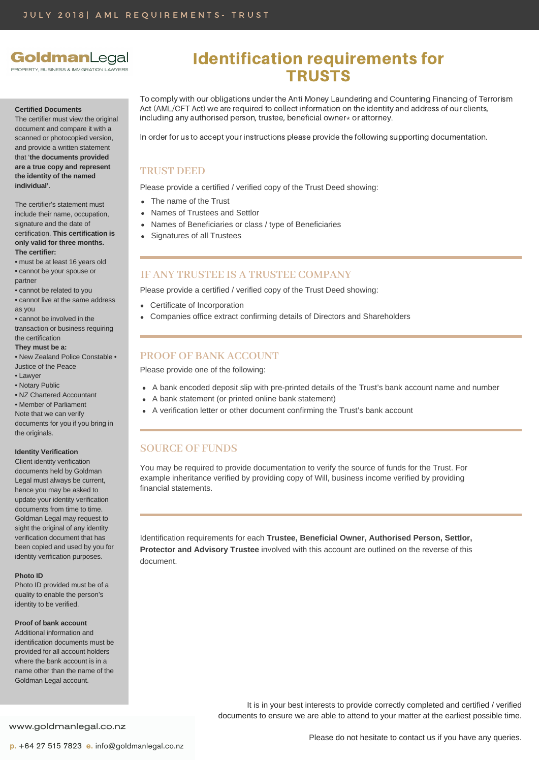GoldmanLegal
PROPERTY, BUSINESS & IMMIGRATION LAWYERS

# Identification requirements for TRUSTS

To comply with our obligations under the Anti Money Laundering and Countering Financing of Terrorism Act (AML/CFT Act) we are required to collect information on the identity and address of our clients, including any authorised person, trustee, beneficial owner* or attorney.

In order for us to accept your instructions please provide the following supporting documentation.

## TRUST DEED

Please provide a certified / verified copy of the Trust Deed showing:

- The name of the Trust
- Names of Trustees and Settlor
- Names of Beneficiaries or class / type of Beneficiaries
- Signatures of all Trustees

## IF ANY TRUSTEE IS A TRUSTEE COMPANY

Please provide a certified / verified copy of the Trust Deed showing:

- Certificate of Incorporation
- Companies office extract confirming details of Directors and Shareholders

## PROOF OF BANK ACCOUNT

Please provide one of the following:

- A bank encoded deposit slip with pre-printed details of the Trust's bank account name and number
- A bank statement (or printed online bank statement)
- A verification letter or other document confirming the Trust's bank account

## SOURCE OF FUNDS

You may be required to provide documentation to verify the source of funds for the Trust. For example inheritance verified by providing copy of Will, business income verified by providing financial statements.

Identification requirements for each **Trustee, Beneficial Owner, Authorised Person, Settlor, Protector and Advisory Trustee** involved with this account are outlined on the reverse of this document.

**Certified Documents**
The certifier must view the original document and compare it with a scanned or photocopied version, and provide a written statement that '**the documents provided are a true copy and represent the identity of the named individual**'.

The certifier's statement must include their name, occupation, signature and the date of certification. **This certification is only valid for three months.**

**The certifier:**

- must be at least 16 years old
- cannot be your spouse or partner
- cannot be related to you
- cannot live at the same address as you
- cannot be involved in the transaction or business requiring the certification

**They must be a:**

- New Zealand Police Constable
- Justice of the Peace
- Lawyer
- Notary Public
- NZ Chartered Accountant
- Member of Parliament

Note that we can verify documents for you if you bring in the originals.

**Identity Verification**
Client identity verification documents held by Goldman Legal must always be current, hence you may be asked to update your identity verification documents from time to time. Goldman Legal may request to sight the original of any identity verification document that has been copied and used by you for identity verification purposes.

**Photo ID**
Photo ID provided must be of a quality to enable the person's identity to be verified.

**Proof of bank account**
Additional information and identification documents must be provided for all account holders where the bank account is in a name other than the name of the Goldman Legal account.

It is in your best interests to provide correctly completed and certified / verified documents to ensure we are able to attend to your matter at the earliest possible time.

Please do not hesitate to contact us if you have any queries.

www.goldmanlegal.co.nz

p. +64 27 515 7823 e. info@goldmanlegal.co.nz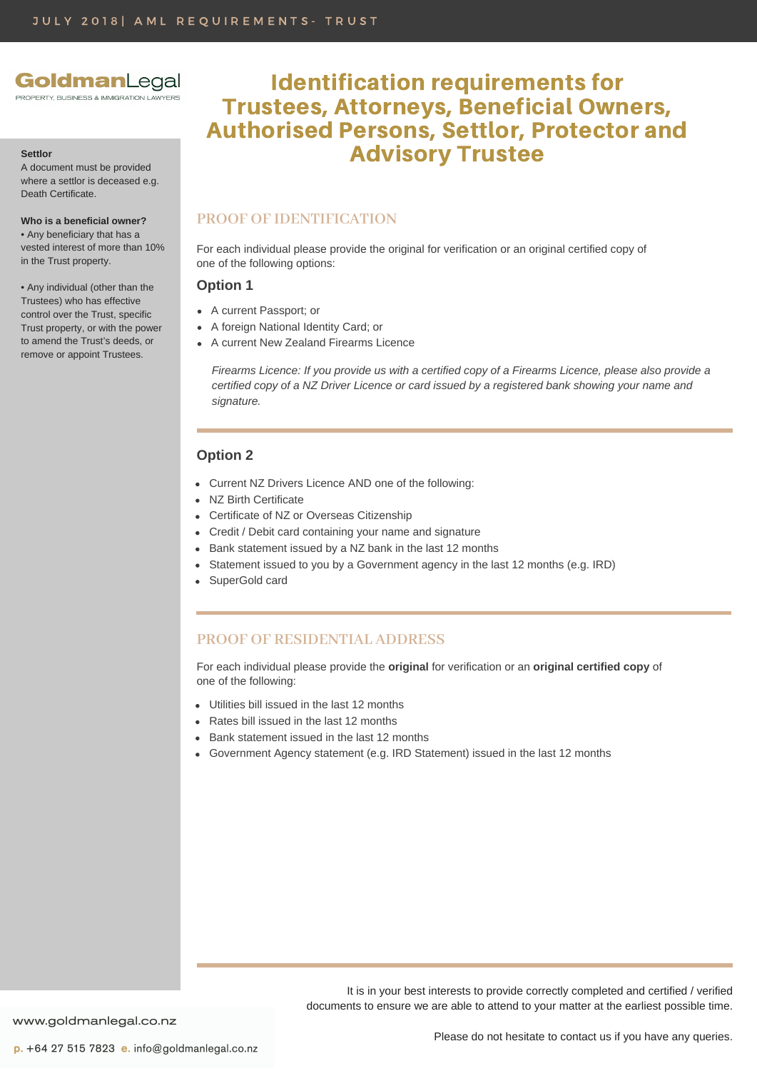GoldmanLegal
PROPERTY, BUSINESS & IMMIGRATION LAWYERS

# Identification requirements for Trustees, Attorneys, Beneficial Owners, Authorised Persons, Settlor, Protector and Advisory Trustee

**Settlor**
A document must be provided where a settlor is deceased e.g. Death Certificate.

**Who is a beneficial owner?**
• Any beneficiary that has a vested interest of more than 10% in the Trust property.

• Any individual (other than the Trustees) who has effective control over the Trust, specific Trust property, or with the power to amend the Trust's deeds, or remove or appoint Trustees.

## PROOF OF IDENTIFICATION

For each individual please provide the original for verification or an original certified copy of one of the following options:

### Option 1

- A current Passport; or
- A foreign National Identity Card; or
- A current New Zealand Firearms Licence

*Firearms Licence: If you provide us with a certified copy of a Firearms Licence, please also provide a certified copy of a NZ Driver Licence or card issued by a registered bank showing your name and signature.*

### Option 2

- Current NZ Drivers Licence AND one of the following:
- NZ Birth Certificate
- Certificate of NZ or Overseas Citizenship
- Credit / Debit card containing your name and signature
- Bank statement issued by a NZ bank in the last 12 months
- Statement issued to you by a Government agency in the last 12 months (e.g. IRD)
- SuperGold card

## PROOF OF RESIDENTIAL ADDRESS

For each individual please provide the **original** for verification or an **original certified copy** of one of the following:

- Utilities bill issued in the last 12 months
- Rates bill issued in the last 12 months
- Bank statement issued in the last 12 months
- Government Agency statement (e.g. IRD Statement) issued in the last 12 months

It is in your best interests to provide correctly completed and certified / verified documents to ensure we are able to attend to your matter at the earliest possible time.

Please do not hesitate to contact us if you have any queries.

www.goldmanlegal.co.nz

p. +64 27 515 7823 e. info@goldmanlegal.co.nz